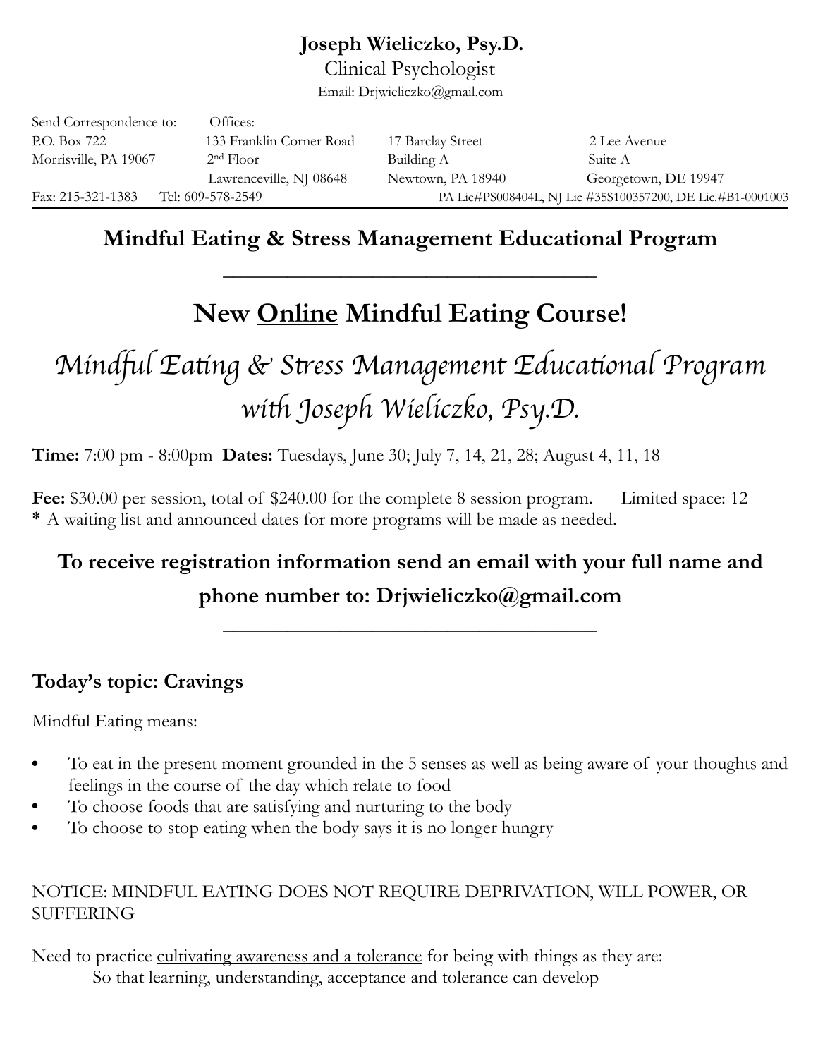**Joseph Wieliczko, Psy.D.**
Clinical Psychologist
Email: Drjwieliczko@gmail.com

| Send Correspondence to: | Offices: | | |
|---|---|---|---|
| P.O. Box 722 | 133 Franklin Corner Road | 17 Barclay Street | 2 Lee Avenue |
| Morrisville, PA 19067 | 2nd Floor | Building A | Suite A |
| | Lawrenceville, NJ 08648 | Newtown, PA 18940 | Georgetown, DE 19947 |

Fax: 215-321-1383 Tel: 609-578-2549 PA Lic#PS008404L, NJ Lic #35S100357200, DE Lic.#B1-0001003

## Mindful Eating & Stress Management Educational Program

---

## New Online Mindful Eating Course!

## *Mindful Eating & Stress Management Educational Program with Joseph Wieliczko, Psy.D.*

**Time:** 7:00 pm - 8:00pm **Dates:** Tuesdays, June 30; July 7, 14, 21, 28; August 4, 11, 18

**Fee:** $30.00 per session, total of $240.00 for the complete 8 session program. Limited space: 12
* A waiting list and announced dates for more programs will be made as needed.

**To receive registration information send an email with your full name and phone number to: Drjwieliczko@gmail.com**

---

### Today's topic: Cravings

Mindful Eating means:

- To eat in the present moment grounded in the 5 senses as well as being aware of your thoughts and feelings in the course of the day which relate to food
- To choose foods that are satisfying and nurturing to the body
- To choose to stop eating when the body says it is no longer hungry

NOTICE: MINDFUL EATING DOES NOT REQUIRE DEPRIVATION, WILL POWER, OR SUFFERING

Need to practice cultivating awareness and a tolerance for being with things as they are:
So that learning, understanding, acceptance and tolerance can develop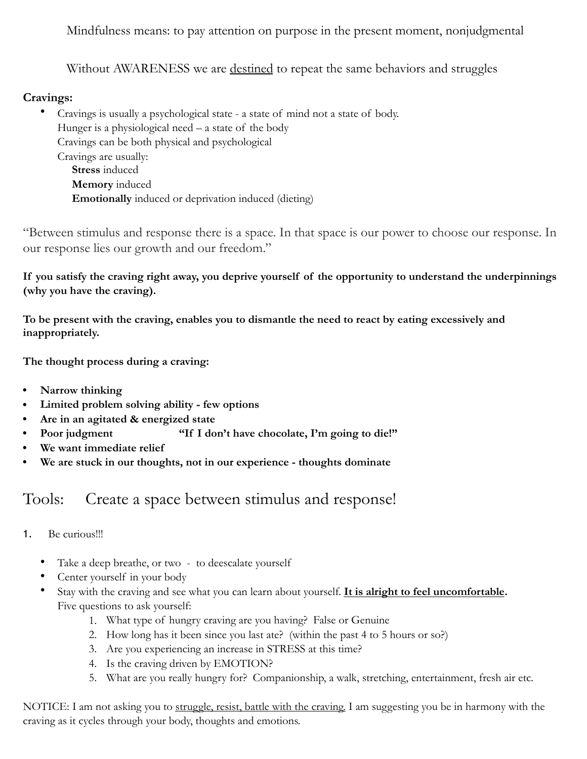Mindfulness means: to pay attention on purpose in the present moment, nonjudgmental

Without AWARENESS we are <u>destined</u> to repeat the same behaviors and struggles

**Cravings:**

- Cravings is usually a psychological state - a state of mind not a state of body.
  Hunger is a physiological need – a state of the body
  Cravings can be both physical and psychological
  Cravings are usually:
    **Stress** induced
    **Memory** induced
    **Emotionally** induced or deprivation induced (dieting)

"Between stimulus and response there is a space. In that space is our power to choose our response. In our response lies our growth and our freedom."

**If you satisfy the craving right away, you deprive yourself of the opportunity to understand the underpinnings (why you have the craving).**

**To be present with the craving, enables you to dismantle the need to react by eating excessively and inappropriately.**

**The thought process during a craving:**

- **Narrow thinking**
- **Limited problem solving ability - few options**
- **Are in an agitated & energized state**
- **Poor judgment** **"If I don't have chocolate, I'm going to die!"**
- **We want immediate relief**
- **We are stuck in our thoughts, not in our experience - thoughts dominate**

## Tools: Create a space between stimulus and response!

1. Be curious!!!

   - Take a deep breathe, or two - to deescalate yourself
   - Center yourself in your body
   - Stay with the craving and see what you can learn about yourself. <u>**It is alright to feel uncomfortable**</u>.
     Five questions to ask yourself:
     1. What type of hungry craving are you having? False or Genuine
     2. How long has it been since you last ate? (within the past 4 to 5 hours or so?)
     3. Are you experiencing an increase in STRESS at this time?
     4. Is the craving driven by EMOTION?
     5. What are you really hungry for? Companionship, a walk, stretching, entertainment, fresh air etc.

NOTICE: I am not asking you to <u>struggle, resist, battle with the craving</u>. I am suggesting you be in harmony with the craving as it cycles through your body, thoughts and emotions.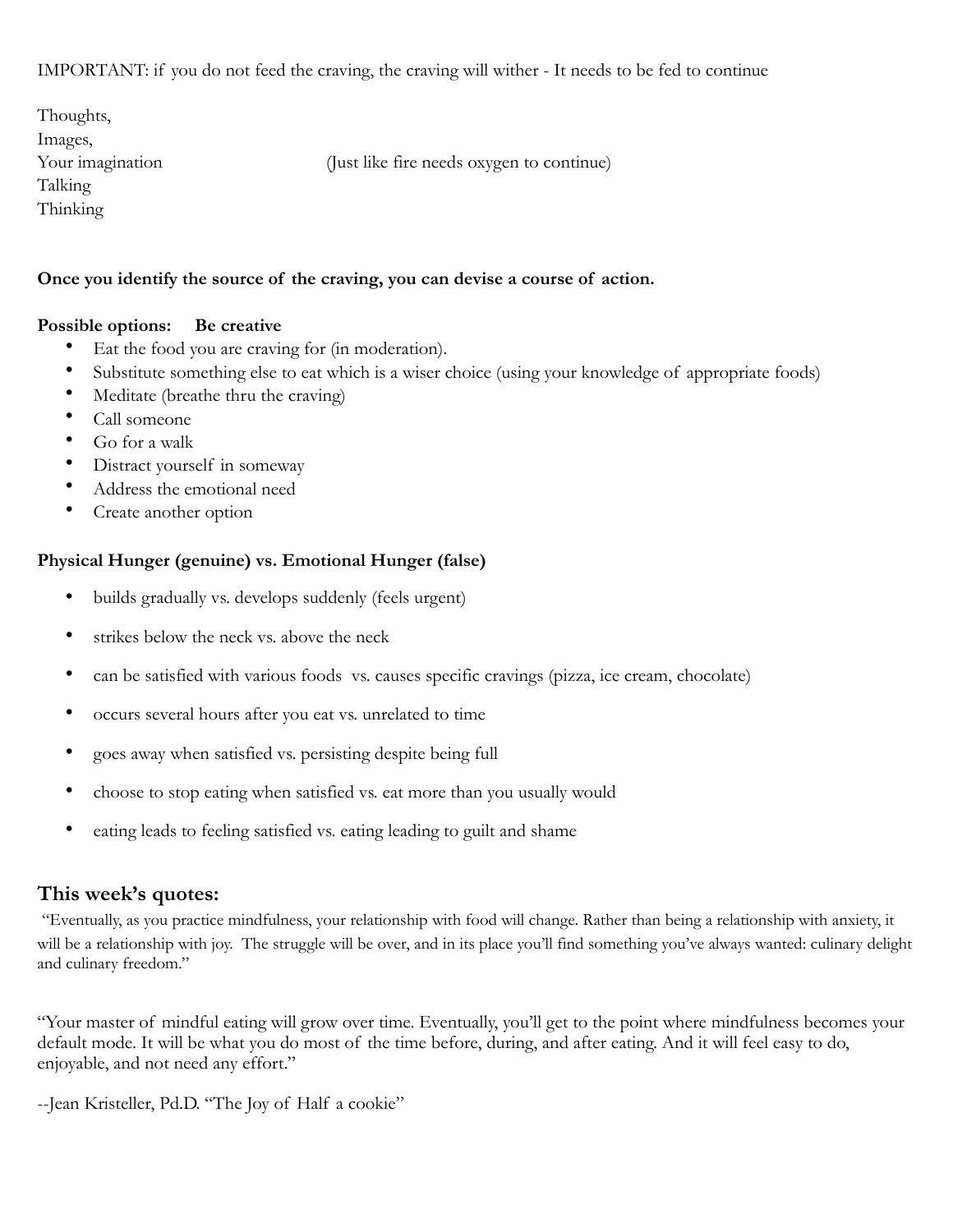IMPORTANT: if you do not feed the craving, the craving will wither - It needs to be fed to continue

Thoughts,
Images,
Your imagination (Just like fire needs oxygen to continue)
Talking
Thinking

**Once you identify the source of the craving, you can devise a course of action.**

**Possible options: Be creative**

- Eat the food you are craving for (in moderation).
- Substitute something else to eat which is a wiser choice (using your knowledge of appropriate foods)
- Meditate (breathe thru the craving)
- Call someone
- Go for a walk
- Distract yourself in someway
- Address the emotional need
- Create another option

**Physical Hunger (genuine) vs. Emotional Hunger (false)**

- builds gradually vs. develops suddenly (feels urgent)
- strikes below the neck vs. above the neck
- can be satisfied with various foods vs. causes specific cravings (pizza, ice cream, chocolate)
- occurs several hours after you eat vs. unrelated to time
- goes away when satisfied vs. persisting despite being full
- choose to stop eating when satisfied vs. eat more than you usually would
- eating leads to feeling satisfied vs. eating leading to guilt and shame

## This week's quotes:

"Eventually, as you practice mindfulness, your relationship with food will change. Rather than being a relationship with anxiety, it will be a relationship with joy. The struggle will be over, and in its place you'll find something you've always wanted: culinary delight and culinary freedom."

"Your master of mindful eating will grow over time. Eventually, you'll get to the point where mindfulness becomes your default mode. It will be what you do most of the time before, during, and after eating. And it will feel easy to do, enjoyable, and not need any effort."

--Jean Kristeller, Pd.D. "The Joy of Half a cookie"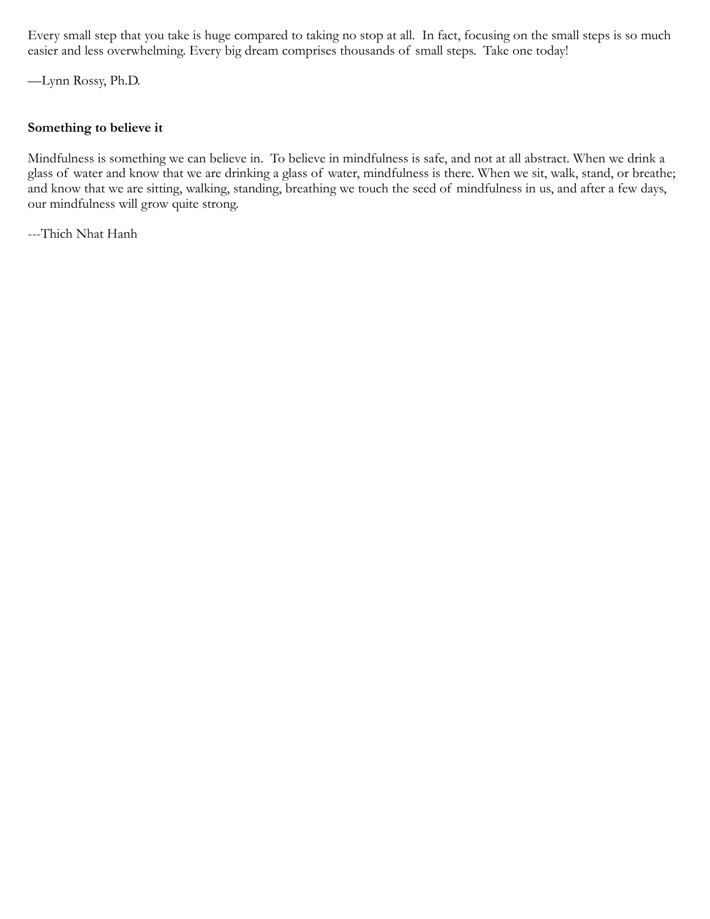Every small step that you take is huge compared to taking no stop at all.  In fact, focusing on the small steps is so much easier and less overwhelming. Every big dream comprises thousands of small steps.  Take one today!

—Lynn Rossy, Ph.D.

**Something to believe it**

Mindfulness is something we can believe in.  To believe in mindfulness is safe, and not at all abstract. When we drink a glass of water and know that we are drinking a glass of water, mindfulness is there. When we sit, walk, stand, or breathe; and know that we are sitting, walking, standing, breathing we touch the seed of mindfulness in us, and after a few days, our mindfulness will grow quite strong.

---Thich Nhat Hanh